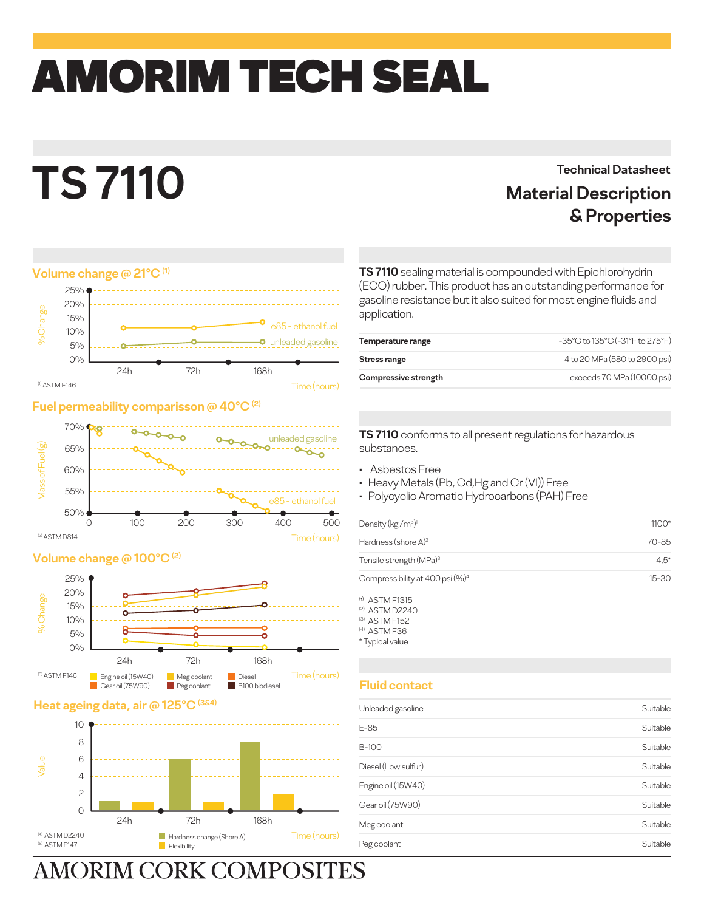# AMORIM TECH SEAL

# TS 7110

**Technical Datasheet**

## Material Description & Properties

### Volume change @ 21°C [1]

%Change: 0%, 5%, 10%, 15%, 20%, 25%

Time (hours): 24h, 72h, 168h

e85 - ethanol fuel

unleaded gasoline

[1] ASTM F146

### Fuel permeability comparisson @ 40°C [2]

Mass of Fuel (g): 50%, 55%, 60%, 65%, 70%

Time (hours): 0, 100, 200, 300, 400, 500

unleaded gasoline

e85 - ethanol fuel

[2] ASTM D814

### Volume change @ 100°C [2]

%Change: 0%, 5%, 10%, 15%, 20%, 25%

Time (hours): 24h, 72h, 168h

[3] ASTM F146

Engine oil (15W40), Gear oil (75W90), Meg coolant, Peg coolant, Diesel, B100 biodiesel

### Heat ageing data, air @ 125°C [3&4]

Value: 0, 2, 4, 6, 8, 10

Time (hours): 24h, 72h, 168h

[4] ASTM D2240
[5] ASTM F147

Hardness change (Shore A)
Flexibility

**TS 7110** sealing material is compounded with Epichlorohydrin (ECO) rubber. This product has an outstanding performance for gasoline resistance but it also suited for most engine fluids and application.

| | |
|---|---|
| **Temperature range** | -35°C to 135°C (-31°F to 275°F) |
| **Stress range** | 4 to 20 MPa (580 to 2900 psi) |
| **Compressive strength** | exceeds 70 MPa (10000 psi) |

**TS 7110** conforms to all present regulations for hazardous substances.

- Asbestos Free
- Heavy Metals (Pb, Cd,Hg and Cr (VI)) Free
- Polycyclic Aromatic Hydrocarbons (PAH) Free

| | |
|---|---|
| Density ($kg/m^3$)[1] | 1100* |
| Hardness (shore A)[2] | 70-85 |
| Tensile strength (MPa)[3] | 4,5* |
| Compressibility at 400 psi (%)[4] | 15-30 |

[1] ASTM F1315
[2] ASTM D2240
[3] ASTM F152
[4] ASTM F36
* Typical value

### Fluid contact

| | |
|---|---|
| Unleaded gasoline | Suitable |
| E-85 | Suitable |
| B-100 | Suitable |
| Diesel (Low sulfur) | Suitable |
| Engine oil (15W40) | Suitable |
| Gear oil (75W90) | Suitable |
| Meg coolant | Suitable |
| Peg coolant | Suitable |

AMORIM CORK COMPOSITES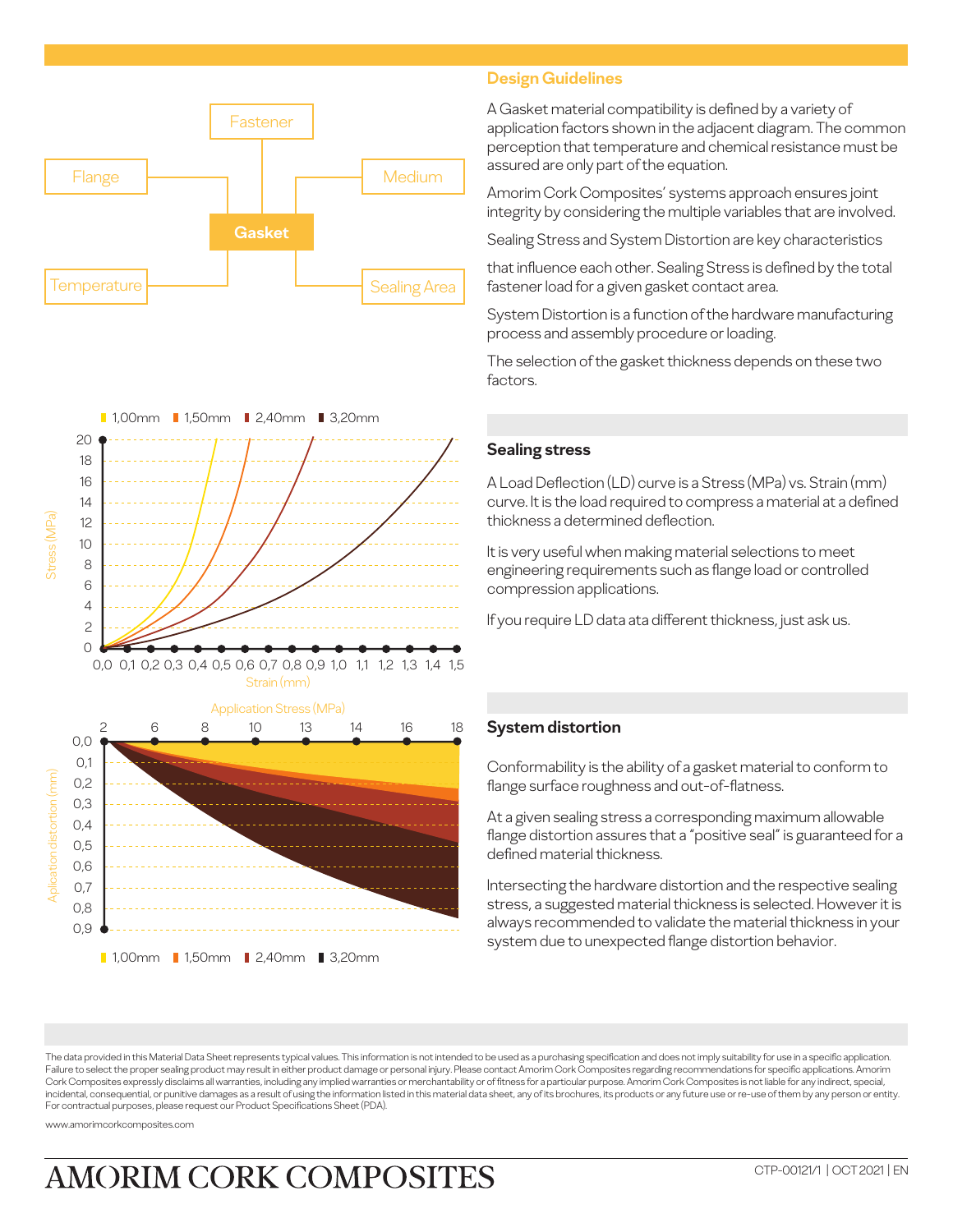Fastener

Flange

Medium

Gasket

Temperature

Sealing Area

## Design Guidelines

A Gasket material compatibility is defined by a variety of application factors shown in the adjacent diagram. The common perception that temperature and chemical resistance must be assured are only part of the equation.

Amorim Cork Composites' systems approach ensures joint integrity by considering the multiple variables that are involved.

Sealing Stress and System Distortion are key characteristics

that influence each other. Sealing Stress is defined by the total fastener load for a given gasket contact area.

System Distortion is a function of the hardware manufacturing process and assembly procedure or loading.

The selection of the gasket thickness depends on these two factors.

1,00mm 1,50mm 2,40mm 3,20mm

Stress (MPa)

20 18 16 14 12 10 8 6 4 2 0

0,0 0,1 0,2 0,3 0,4 0,5 0,6 0,7 0,8 0,9 1,0 1,1 1,2 1,3 1,4 1,5

Strain (mm)

## Sealing stress

A Load Deflection (LD) curve is a Stress (MPa) vs. Strain (mm) curve. It is the load required to compress a material at a defined thickness a determined deflection.

It is very useful when making material selections to meet engineering requirements such as flange load or controlled compression applications.

If you require LD data ata different thickness, just ask us.

Application Stress (MPa)

2 6 8 10 13 14 16 18

Aplication distortion (mm)

0,0 0,1 0,2 0,3 0,4 0,5 0,6 0,7 0,8 0,9

1,00mm 1,50mm 2,40mm 3,20mm

## System distortion

Conformability is the ability of a gasket material to conform to flange surface roughness and out-of-flatness.

At a given sealing stress a corresponding maximum allowable flange distortion assures that a "positive seal" is guaranteed for a defined material thickness.

Intersecting the hardware distortion and the respective sealing stress, a suggested material thickness is selected. However it is always recommended to validate the material thickness in your system due to unexpected flange distortion behavior.

The data provided in this Material Data Sheet represents typical values. This information is not intended to be used as a purchasing specification and does not imply suitability for use in a specific application. Failure to select the proper sealing product may result in either product damage or personal injury. Please contact Amorim Cork Composites regarding recommendations for specific applications. Amorim Cork Composites expressly disclaims all warranties, including any implied warranties or merchantability or of fitness for a particular purpose. Amorim Cork Composites is not liable for any indirect, special, incidental, consequential, or punitive damages as a result of using the information listed in this material data sheet, any of its brochures, its products or any future use or re-use of them by any person or entity. For contractual purposes, please request our Product Specifications Sheet (PDA).

www.amorimcorkcomposites.com

AMORIM CORK COMPOSITES

CTP-00121/1 | OCT 2021 | EN